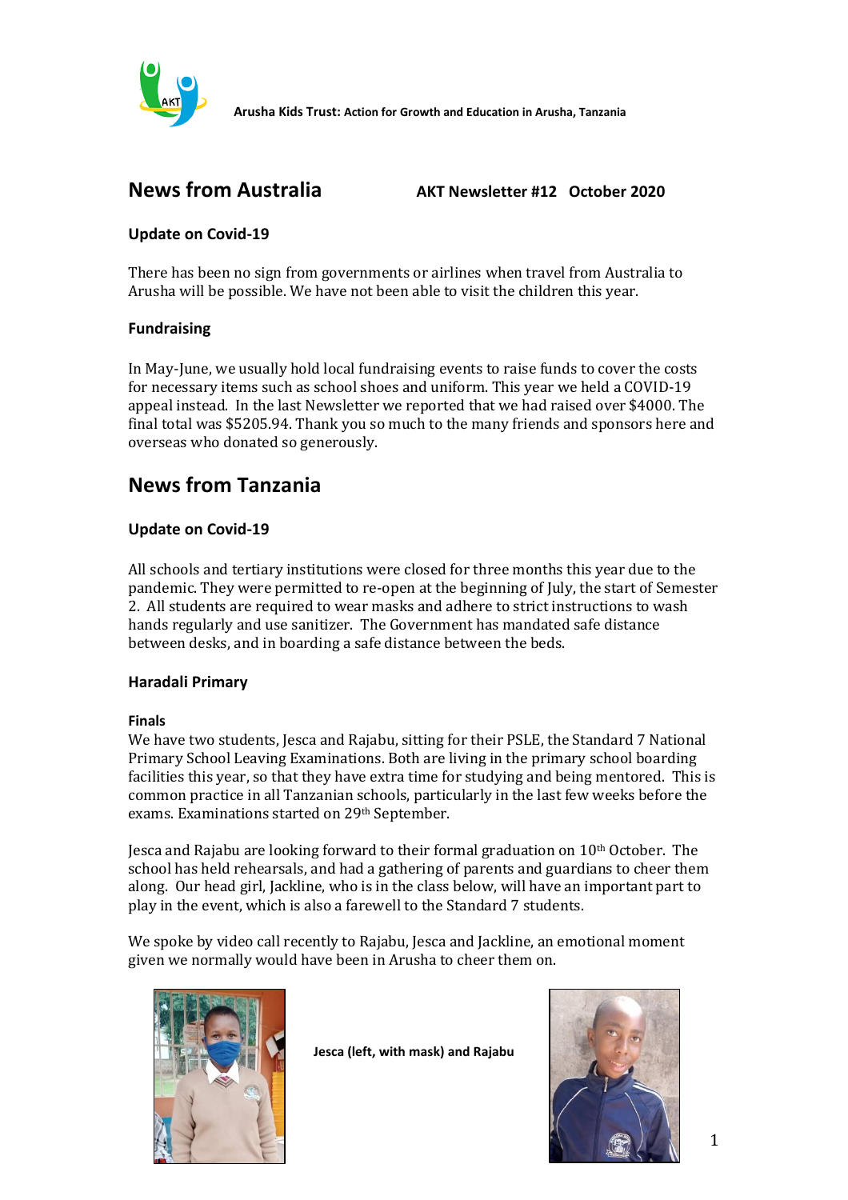**Arusha Kids Trust:** Action for Growth and Education in Arusha, Tanzania

# News from Australia

**AKT Newsletter #12 October 2020**

### Update on Covid-19

There has been no sign from governments or airlines when travel from Australia to Arusha will be possible. We have not been able to visit the children this year.

### Fundraising

In May-June, we usually hold local fundraising events to raise funds to cover the costs for necessary items such as school shoes and uniform. This year we held a COVID-19 appeal instead. In the last Newsletter we reported that we had raised over $4000. The final total was $5205.94. Thank you so much to the many friends and sponsors here and overseas who donated so generously.

# News from Tanzania

### Update on Covid-19

All schools and tertiary institutions were closed for three months this year due to the pandemic. They were permitted to re-open at the beginning of July, the start of Semester 2. All students are required to wear masks and adhere to strict instructions to wash hands regularly and use sanitizer. The Government has mandated safe distance between desks, and in boarding a safe distance between the beds.

### Haradali Primary

#### Finals

We have two students, Jesca and Rajabu, sitting for their PSLE, the Standard 7 National Primary School Leaving Examinations. Both are living in the primary school boarding facilities this year, so that they have extra time for studying and being mentored. This is common practice in all Tanzanian schools, particularly in the last few weeks before the exams. Examinations started on 29th September.

Jesca and Rajabu are looking forward to their formal graduation on 10th October. The school has held rehearsals, and had a gathering of parents and guardians to cheer them along. Our head girl, Jackline, who is in the class below, will have an important part to play in the event, which is also a farewell to the Standard 7 students.

We spoke by video call recently to Rajabu, Jesca and Jackline, an emotional moment given we normally would have been in Arusha to cheer them on.

**Jesca (left, with mask) and Rajabu**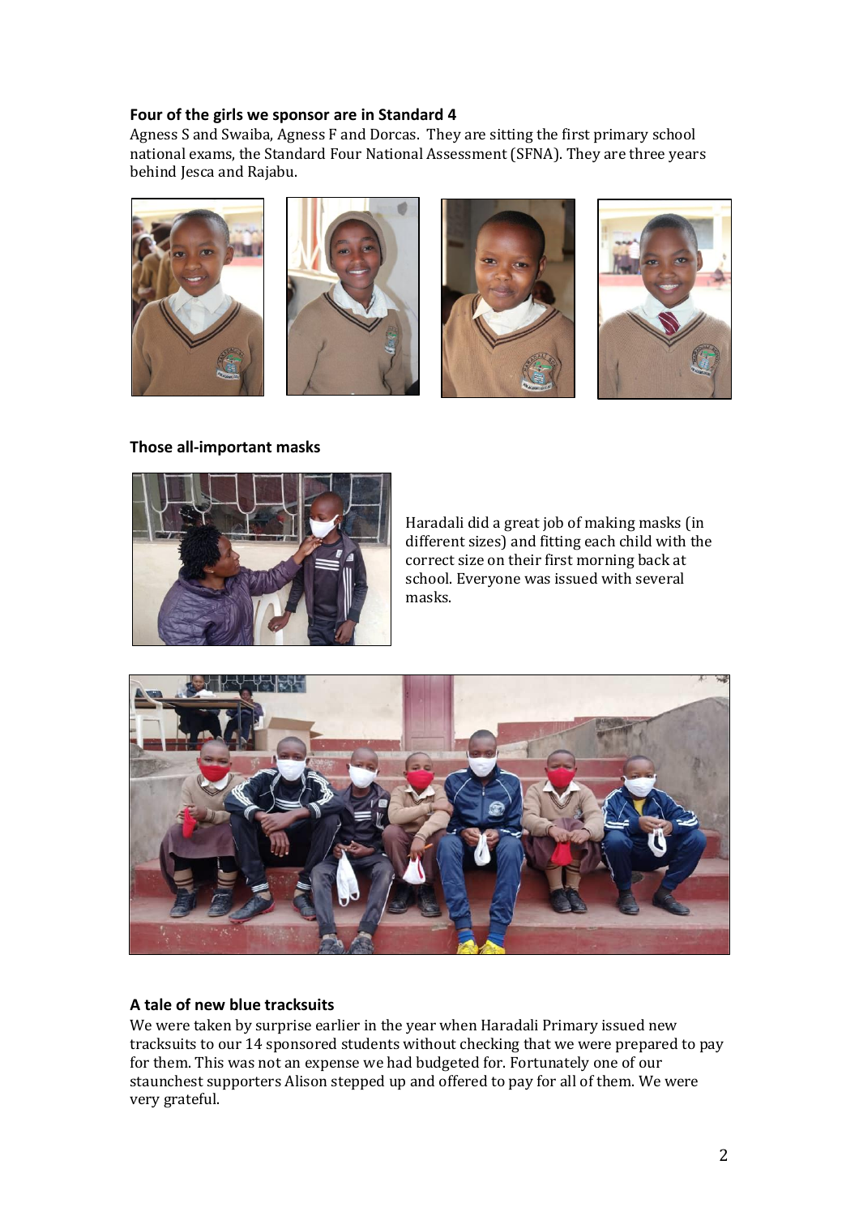**Four of the girls we sponsor are in Standard 4**

Agness S and Swaiba, Agness F and Dorcas. They are sitting the first primary school national exams, the Standard Four National Assessment (SFNA). They are three years behind Jesca and Rajabu.

**Those all-important masks**

Haradali did a great job of making masks (in different sizes) and fitting each child with the correct size on their first morning back at school. Everyone was issued with several masks.

**A tale of new blue tracksuits**

We were taken by surprise earlier in the year when Haradali Primary issued new tracksuits to our 14 sponsored students without checking that we were prepared to pay for them. This was not an expense we had budgeted for. Fortunately one of our staunchest supporters Alison stepped up and offered to pay for all of them. We were very grateful.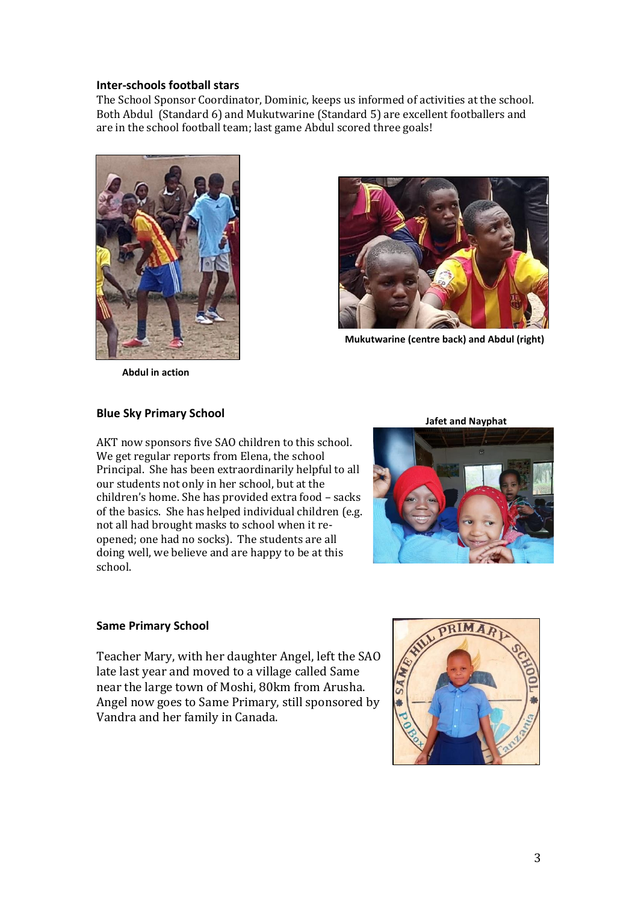### Inter-schools football stars

The School Sponsor Coordinator, Dominic, keeps us informed of activities at the school. Both Abdul (Standard 6) and Mukutwarine (Standard 5) are excellent footballers and are in the school football team; last game Abdul scored three goals!

**Abdul in action**

**Mukutwarine (centre back) and Abdul (right)**

### Blue Sky Primary School

**Jafet and Nayphat**

AKT now sponsors five SAO children to this school. We get regular reports from Elena, the school Principal. She has been extraordinarily helpful to all our students not only in her school, but at the children's home. She has provided extra food – sacks of the basics. She has helped individual children (e.g. not all had brought masks to school when it re-opened; one had no socks). The students are all doing well, we believe and are happy to be at this school.

### Same Primary School

Teacher Mary, with her daughter Angel, left the SAO late last year and moved to a village called Same near the large town of Moshi, 80km from Arusha. Angel now goes to Same Primary, still sponsored by Vandra and her family in Canada.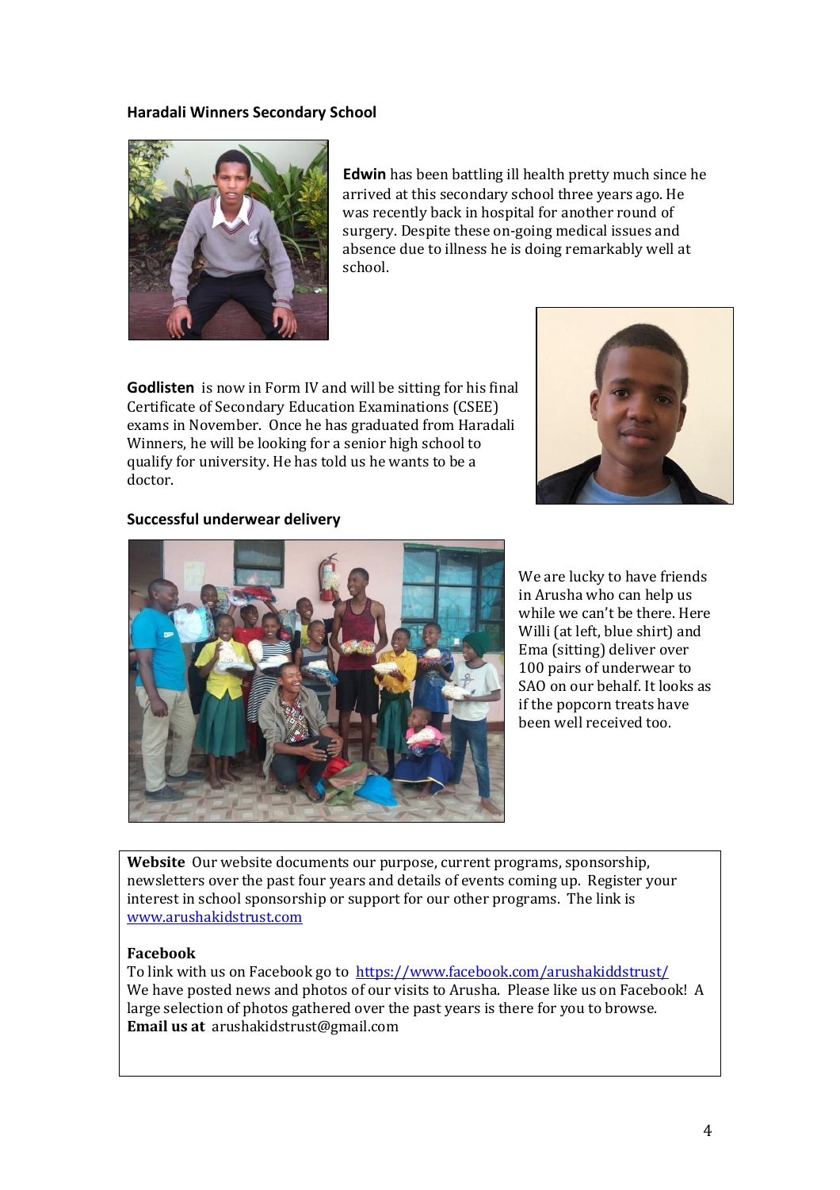### Haradali Winners Secondary School

**Edwin** has been battling ill health pretty much since he arrived at this secondary school three years ago. He was recently back in hospital for another round of surgery. Despite these on-going medical issues and absence due to illness he is doing remarkably well at school.

**Godlisten** is now in Form IV and will be sitting for his final Certificate of Secondary Education Examinations (CSEE) exams in November. Once he has graduated from Haradali Winners, he will be looking for a senior high school to qualify for university. He has told us he wants to be a doctor.

### Successful underwear delivery

We are lucky to have friends in Arusha who can help us while we can't be there. Here Willi (at left, blue shirt) and Ema (sitting) deliver over 100 pairs of underwear to SAO on our behalf. It looks as if the popcorn treats have been well received too.

**Website** Our website documents our purpose, current programs, sponsorship, newsletters over the past four years and details of events coming up. Register your interest in school sponsorship or support for our other programs. The link is [www.arushakidstrust.com](www.arushakidstrust.com)

**Facebook**
To link with us on Facebook go to [https://www.facebook.com/arushakiddstrust/](https://www.facebook.com/arushakiddstrust/)
We have posted news and photos of our visits to Arusha. Please like us on Facebook! A large selection of photos gathered over the past years is there for you to browse.
**Email us at** arushakidstrust@gmail.com